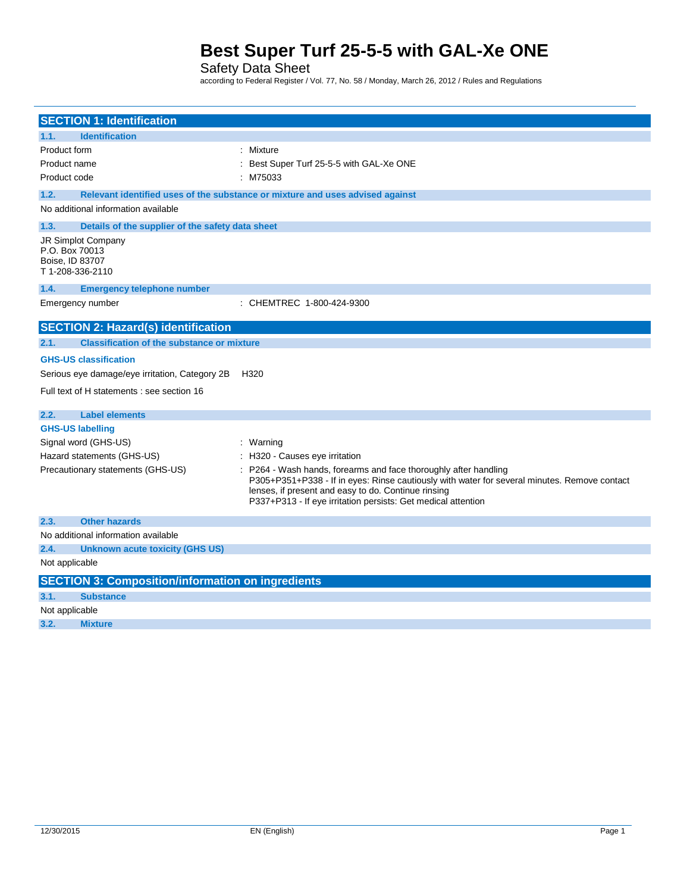# Best Super Turf 25-5-5 with GAL-Xe ONE

Safety Data Sheet

according to Federal Register / Vol. 77, No. 58 / Monday, March 26, 2012 / Rules and Regulations

## SECTION 1: Identification

### 1.1. Identification

Product form : Mixture

Product name : Best Super Turf 25-5-5 with GAL-Xe ONE

Product code : M75033

### 1.2. Relevant identified uses of the substance or mixture and uses advised against

No additional information available

### 1.3. Details of the supplier of the safety data sheet

JR Simplot Company
P.O. Box 70013
Boise, ID 83707
T 1-208-336-2110

### 1.4. Emergency telephone number

Emergency number : CHEMTREC 1-800-424-9300

## SECTION 2: Hazard(s) identification

### 2.1. Classification of the substance or mixture

**GHS-US classification**

Serious eye damage/eye irritation, Category 2B H320

Full text of H statements : see section 16

### 2.2. Label elements

**GHS-US labelling**

Signal word (GHS-US) : Warning

Hazard statements (GHS-US) : H320 - Causes eye irritation

Precautionary statements (GHS-US) : P264 - Wash hands, forearms and face thoroughly after handling
P305+P351+P338 - If in eyes: Rinse cautiously with water for several minutes. Remove contact lenses, if present and easy to do. Continue rinsing
P337+P313 - If eye irritation persists: Get medical attention

### 2.3. Other hazards

No additional information available

### 2.4. Unknown acute toxicity (GHS US)

Not applicable

## SECTION 3: Composition/information on ingredients

### 3.1. Substance

Not applicable

### 3.2. Mixture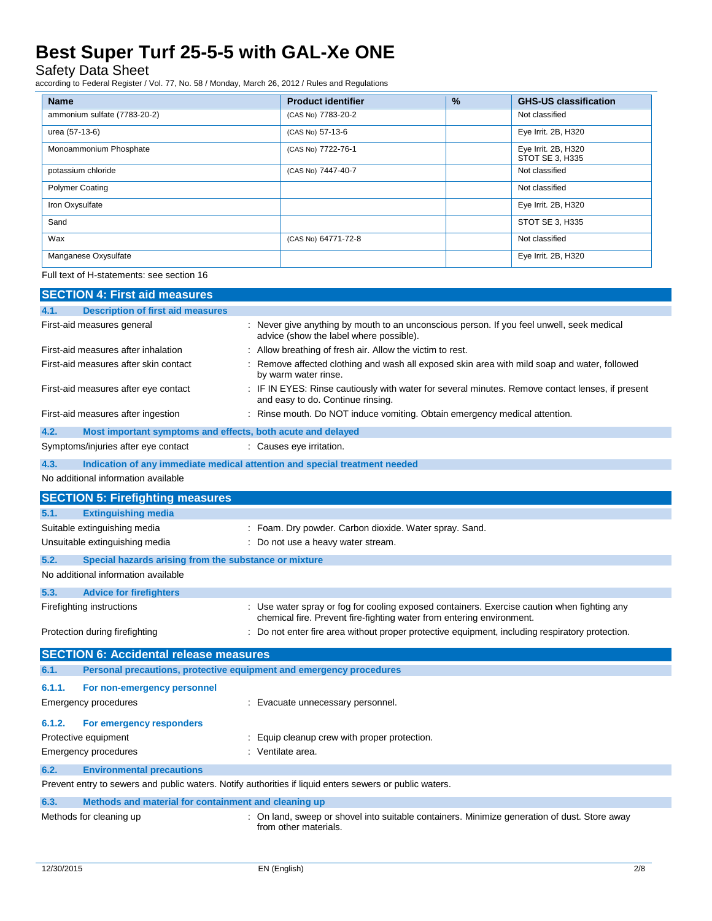| Name | Product identifier | % | GHS-US classification |
|---|---|---|---|
| ammonium sulfate (7783-20-2) | (CAS No) 7783-20-2 | | Not classified |
| urea (57-13-6) | (CAS No) 57-13-6 | | Eye Irrit. 2B, H320 |
| Monoammonium Phosphate | (CAS No) 7722-76-1 | | Eye Irrit. 2B, H320<br>STOT SE 3, H335 |
| potassium chloride | (CAS No) 7447-40-7 | | Not classified |
| Polymer Coating | | | Not classified |
| Iron Oxysulfate | | | Eye Irrit. 2B, H320 |
| Sand | | | STOT SE 3, H335 |
| Wax | (CAS No) 64771-72-8 | | Not classified |
| Manganese Oxysulfate | | | Eye Irrit. 2B, H320 |

Full text of H-statements: see section 16

## SECTION 4: First aid measures

### 4.1. Description of first aid measures

First-aid measures general : Never give anything by mouth to an unconscious person. If you feel unwell, seek medical advice (show the label where possible).

First-aid measures after inhalation : Allow breathing of fresh air. Allow the victim to rest.

First-aid measures after skin contact : Remove affected clothing and wash all exposed skin area with mild soap and water, followed by warm water rinse.

First-aid measures after eye contact : IF IN EYES: Rinse cautiously with water for several minutes. Remove contact lenses, if present and easy to do. Continue rinsing.

First-aid measures after ingestion : Rinse mouth. Do NOT induce vomiting. Obtain emergency medical attention.

### 4.2. Most important symptoms and effects, both acute and delayed

Symptoms/injuries after eye contact : Causes eye irritation.

### 4.3. Indication of any immediate medical attention and special treatment needed

No additional information available

## SECTION 5: Firefighting measures

### 5.1. Extinguishing media

Suitable extinguishing media : Foam. Dry powder. Carbon dioxide. Water spray. Sand.

Unsuitable extinguishing media : Do not use a heavy water stream.

### 5.2. Special hazards arising from the substance or mixture

No additional information available

### 5.3. Advice for firefighters

Firefighting instructions : Use water spray or fog for cooling exposed containers. Exercise caution when fighting any chemical fire. Prevent fire-fighting water from entering environment.

Protection during firefighting : Do not enter fire area without proper protective equipment, including respiratory protection.

## SECTION 6: Accidental release measures

### 6.1. Personal precautions, protective equipment and emergency procedures

#### 6.1.1. For non-emergency personnel

Emergency procedures : Evacuate unnecessary personnel.

#### 6.1.2. For emergency responders

Protective equipment : Equip cleanup crew with proper protection.

Emergency procedures : Ventilate area.

### 6.2. Environmental precautions

Prevent entry to sewers and public waters. Notify authorities if liquid enters sewers or public waters.

### 6.3. Methods and material for containment and cleaning up

Methods for cleaning up : On land, sweep or shovel into suitable containers. Minimize generation of dust. Store away from other materials.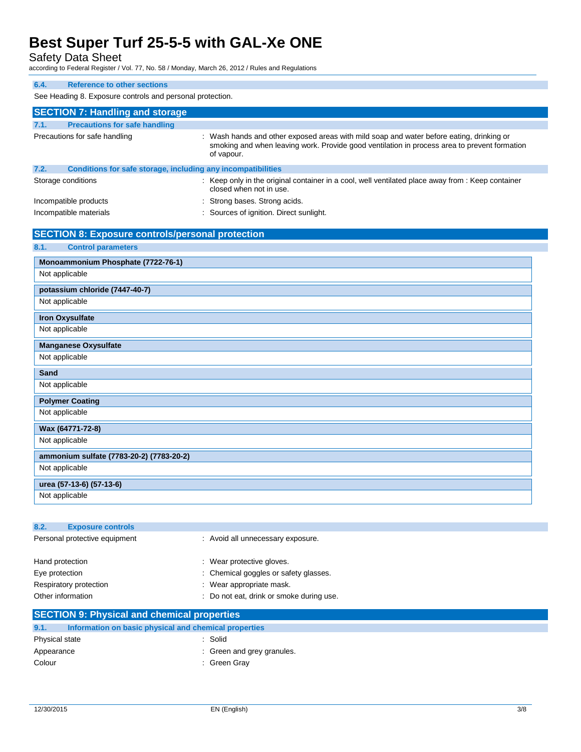### 6.4. Reference to other sections

See Heading 8. Exposure controls and personal protection.

## SECTION 7: Handling and storage

### 7.1. Precautions for safe handling

Precautions for safe handling : Wash hands and other exposed areas with mild soap and water before eating, drinking or smoking and when leaving work. Provide good ventilation in process area to prevent formation of vapour.

### 7.2. Conditions for safe storage, including any incompatibilities

Storage conditions : Keep only in the original container in a cool, well ventilated place away from : Keep container closed when not in use.

Incompatible products : Strong bases. Strong acids.

Incompatible materials : Sources of ignition. Direct sunlight.

## SECTION 8: Exposure controls/personal protection

### 8.1. Control parameters

| Monoammonium Phosphate (7722-76-1) |
|---|
| Not applicable |

| potassium chloride (7447-40-7) |
|---|
| Not applicable |

| Iron Oxysulfate |
|---|
| Not applicable |

| Manganese Oxysulfate |
|---|
| Not applicable |

| Sand |
|---|
| Not applicable |

| Polymer Coating |
|---|
| Not applicable |

| Wax (64771-72-8) |
|---|
| Not applicable |

| ammonium sulfate (7783-20-2) (7783-20-2) |
|---|
| Not applicable |

| urea (57-13-6) (57-13-6) |
|---|
| Not applicable |

### 8.2. Exposure controls

Personal protective equipment : Avoid all unnecessary exposure.

Hand protection : Wear protective gloves.

Eye protection : Chemical goggles or safety glasses.

Respiratory protection : Wear appropriate mask.

Other information : Do not eat, drink or smoke during use.

## SECTION 9: Physical and chemical properties

### 9.1. Information on basic physical and chemical properties

Physical state : Solid

Appearance : Green and grey granules.

Colour : Green Gray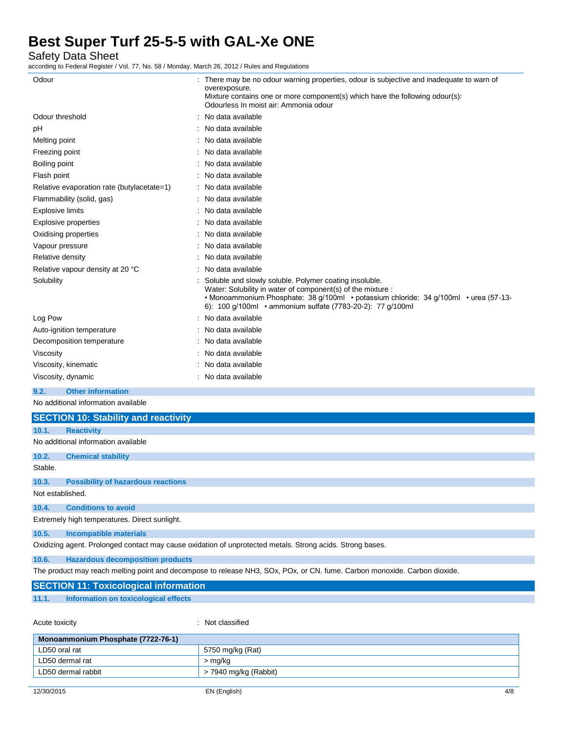| | |
|---|---|
| Odour | : There may be no odour warning properties, odour is subjective and inadequate to warn of overexposure. Mixture contains one or more component(s) which have the following odour(s): Odourless In moist air: Ammonia odour |
| Odour threshold | : No data available |
| pH | : No data available |
| Melting point | : No data available |
| Freezing point | : No data available |
| Boiling point | : No data available |
| Flash point | : No data available |
| Relative evaporation rate (butylacetate=1) | : No data available |
| Flammability (solid, gas) | : No data available |
| Explosive limits | : No data available |
| Explosive properties | : No data available |
| Oxidising properties | : No data available |
| Vapour pressure | : No data available |
| Relative density | : No data available |
| Relative vapour density at 20 °C | : No data available |
| Solubility | : Soluble and slowly soluble. Polymer coating insoluble. Water: Solubility in water of component(s) of the mixture : • Monoammonium Phosphate: 38 g/100ml • potassium chloride: 34 g/100ml • urea (57-13-6): 100 g/100ml • ammonium sulfate (7783-20-2): 77 g/100ml |
| Log Pow | : No data available |
| Auto-ignition temperature | : No data available |
| Decomposition temperature | : No data available |
| Viscosity | : No data available |
| Viscosity, kinematic | : No data available |
| Viscosity, dynamic | : No data available |

### 9.2. Other information

No additional information available

## SECTION 10: Stability and reactivity

### 10.1. Reactivity

No additional information available

### 10.2. Chemical stability

Stable.

### 10.3. Possibility of hazardous reactions

Not established.

### 10.4. Conditions to avoid

Extremely high temperatures. Direct sunlight.

### 10.5. Incompatible materials

Oxidizing agent. Prolonged contact may cause oxidation of unprotected metals. Strong acids. Strong bases.

### 10.6. Hazardous decomposition products

The product may reach melting point and decompose to release $NH_3$, $SO_x$, $PO_x$, or CN. fume. Carbon monoxide. Carbon dioxide.

## SECTION 11: Toxicological information

### 11.1. Information on toxicological effects

Acute toxicity : Not classified

| Monoammonium Phosphate (7722-76-1) | |
|---|---|
| LD50 oral rat | 5750 mg/kg (Rat) |
| LD50 dermal rat | > mg/kg |
| LD50 dermal rabbit | > 7940 mg/kg (Rabbit) |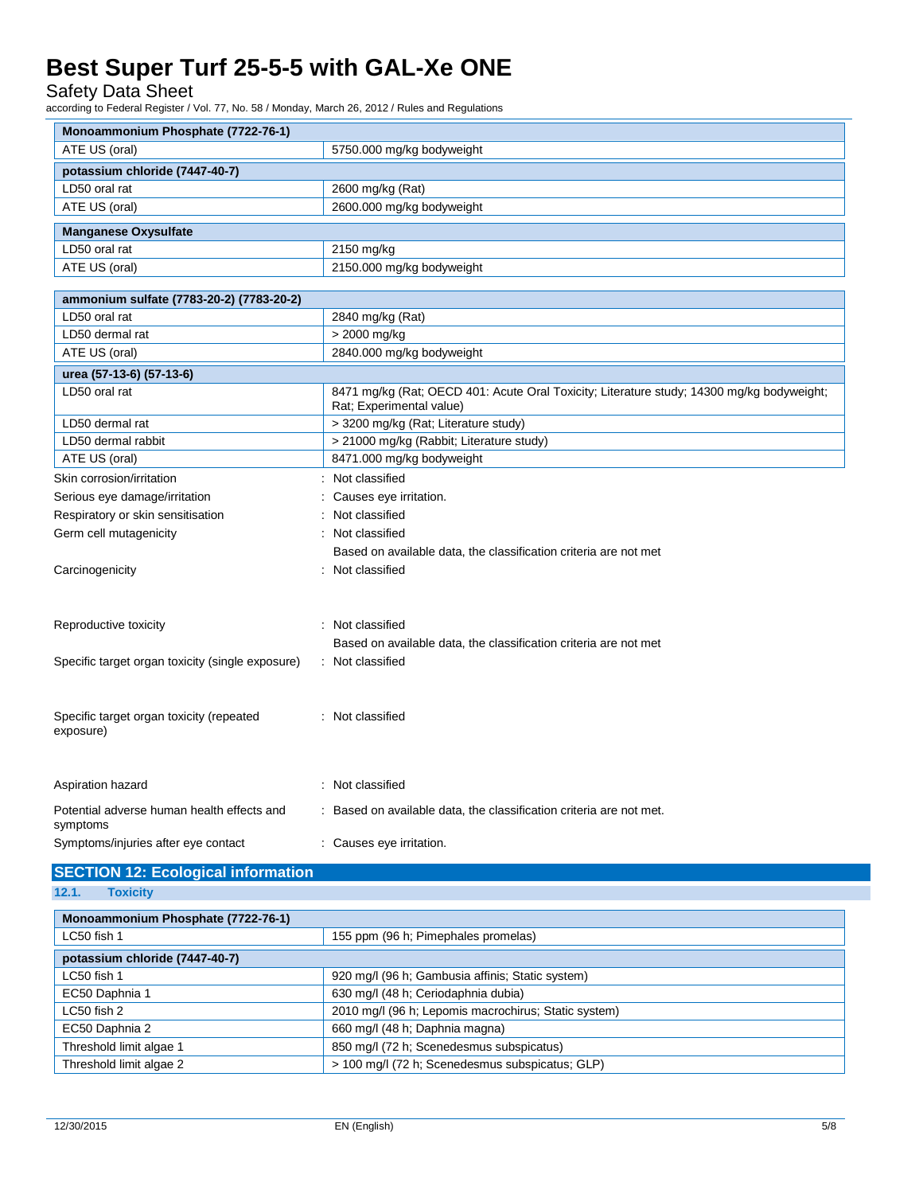| Monoammonium Phosphate (7722-76-1) | |
|---|---|
| ATE US (oral) | 5750.000 mg/kg bodyweight |

| potassium chloride (7447-40-7) | |
|---|---|
| LD50 oral rat | 2600 mg/kg (Rat) |
| ATE US (oral) | 2600.000 mg/kg bodyweight |

| Manganese Oxysulfate | |
|---|---|
| LD50 oral rat | 2150 mg/kg |
| ATE US (oral) | 2150.000 mg/kg bodyweight |

| ammonium sulfate (7783-20-2) (7783-20-2) | |
|---|---|
| LD50 oral rat | 2840 mg/kg (Rat) |
| LD50 dermal rat | > 2000 mg/kg |
| ATE US (oral) | 2840.000 mg/kg bodyweight |

| urea (57-13-6) (57-13-6) | |
|---|---|
| LD50 oral rat | 8471 mg/kg (Rat; OECD 401: Acute Oral Toxicity; Literature study; 14300 mg/kg bodyweight; Rat; Experimental value) |
| LD50 dermal rat | > 3200 mg/kg (Rat; Literature study) |
| LD50 dermal rabbit | > 21000 mg/kg (Rabbit; Literature study) |
| ATE US (oral) | 8471.000 mg/kg bodyweight |

Skin corrosion/irritation : Not classified

Serious eye damage/irritation : Causes eye irritation.

Respiratory or skin sensitisation : Not classified

Germ cell mutagenicity : Not classified

Based on available data, the classification criteria are not met

Carcinogenicity : Not classified

Reproductive toxicity : Not classified

Based on available data, the classification criteria are not met

Specific target organ toxicity (single exposure) : Not classified

Specific target organ toxicity (repeated exposure) : Not classified

Aspiration hazard : Not classified

Potential adverse human health effects and symptoms : Based on available data, the classification criteria are not met.

Symptoms/injuries after eye contact : Causes eye irritation.

## SECTION 12: Ecological information

### 12.1. Toxicity

| Monoammonium Phosphate (7722-76-1) | |
|---|---|
| LC50 fish 1 | 155 ppm (96 h; Pimephales promelas) |

| potassium chloride (7447-40-7) | |
|---|---|
| LC50 fish 1 | 920 mg/l (96 h; Gambusia affinis; Static system) |
| EC50 Daphnia 1 | 630 mg/l (48 h; Ceriodaphnia dubia) |
| LC50 fish 2 | 2010 mg/l (96 h; Lepomis macrochirus; Static system) |
| EC50 Daphnia 2 | 660 mg/l (48 h; Daphnia magna) |
| Threshold limit algae 1 | 850 mg/l (72 h; Scenedesmus subspicatus) |
| Threshold limit algae 2 | > 100 mg/l (72 h; Scenedesmus subspicatus; GLP) |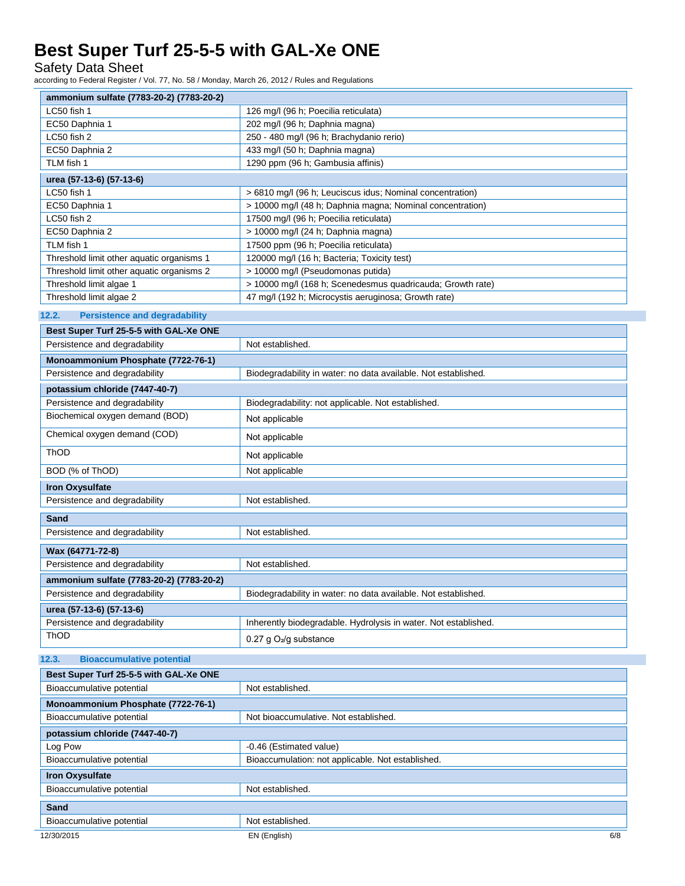| ammonium sulfate (7783-20-2) (7783-20-2) | |
|---|---|
| LC50 fish 1 | 126 mg/l (96 h; Poecilia reticulata) |
| EC50 Daphnia 1 | 202 mg/l (96 h; Daphnia magna) |
| LC50 fish 2 | 250 - 480 mg/l (96 h; Brachydanio rerio) |
| EC50 Daphnia 2 | 433 mg/l (50 h; Daphnia magna) |
| TLM fish 1 | 1290 ppm (96 h; Gambusia affinis) |

| urea (57-13-6) (57-13-6) | |
|---|---|
| LC50 fish 1 | > 6810 mg/l (96 h; Leuciscus idus; Nominal concentration) |
| EC50 Daphnia 1 | > 10000 mg/l (48 h; Daphnia magna; Nominal concentration) |
| LC50 fish 2 | 17500 mg/l (96 h; Poecilia reticulata) |
| EC50 Daphnia 2 | > 10000 mg/l (24 h; Daphnia magna) |
| TLM fish 1 | 17500 ppm (96 h; Poecilia reticulata) |
| Threshold limit other aquatic organisms 1 | 120000 mg/l (16 h; Bacteria; Toxicity test) |
| Threshold limit other aquatic organisms 2 | > 10000 mg/l (Pseudomonas putida) |
| Threshold limit algae 1 | > 10000 mg/l (168 h; Scenedesmus quadricauda; Growth rate) |
| Threshold limit algae 2 | 47 mg/l (192 h; Microcystis aeruginosa; Growth rate) |

### 12.2. Persistence and degradability

| Best Super Turf 25-5-5 with GAL-Xe ONE | |
|---|---|
| Persistence and degradability | Not established. |

| Monoammonium Phosphate (7722-76-1) | |
|---|---|
| Persistence and degradability | Biodegradability in water: no data available. Not established. |

| potassium chloride (7447-40-7) | |
|---|---|
| Persistence and degradability | Biodegradability: not applicable. Not established. |
| Biochemical oxygen demand (BOD) | Not applicable |
| Chemical oxygen demand (COD) | Not applicable |
| ThOD | Not applicable |
| BOD (% of ThOD) | Not applicable |

| Iron Oxysulfate | |
|---|---|
| Persistence and degradability | Not established. |

| Sand | |
|---|---|
| Persistence and degradability | Not established. |

| Wax (64771-72-8) | |
|---|---|
| Persistence and degradability | Not established. |

| ammonium sulfate (7783-20-2) (7783-20-2) | |
|---|---|
| Persistence and degradability | Biodegradability in water: no data available. Not established. |

| urea (57-13-6) (57-13-6) | |
|---|---|
| Persistence and degradability | Inherently biodegradable. Hydrolysis in water. Not established. |
| ThOD | 0.27 g $O_2$/g substance |

### 12.3. Bioaccumulative potential

| Best Super Turf 25-5-5 with GAL-Xe ONE | |
|---|---|
| Bioaccumulative potential | Not established. |

| Monoammonium Phosphate (7722-76-1) | |
|---|---|
| Bioaccumulative potential | Not bioaccumulative. Not established. |

| potassium chloride (7447-40-7) | |
|---|---|
| Log Pow | -0.46 (Estimated value) |
| Bioaccumulative potential | Bioaccumulation: not applicable. Not established. |

| Iron Oxysulfate | |
|---|---|
| Bioaccumulative potential | Not established. |

| Sand | |
|---|---|
| Bioaccumulative potential | Not established. |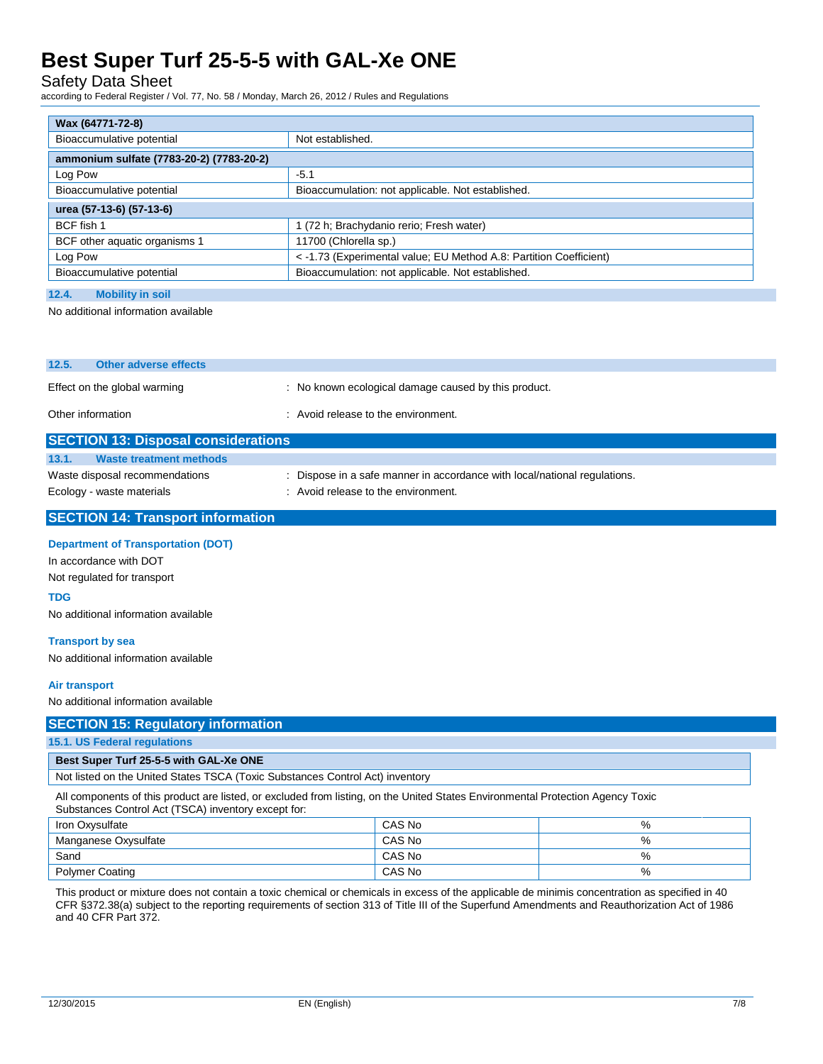| Wax (64771-72-8) | |
|---|---|
| Bioaccumulative potential | Not established. |

| ammonium sulfate (7783-20-2) (7783-20-2) | |
|---|---|
| Log Pow | -5.1 |
| Bioaccumulative potential | Bioaccumulation: not applicable. Not established. |

| urea (57-13-6) (57-13-6) | |
|---|---|
| BCF fish 1 | 1 (72 h; Brachydanio rerio; Fresh water) |
| BCF other aquatic organisms 1 | 11700 (Chlorella sp.) |
| Log Pow | < -1.73 (Experimental value; EU Method A.8: Partition Coefficient) |
| Bioaccumulative potential | Bioaccumulation: not applicable. Not established. |

### 12.4. Mobility in soil

No additional information available

### 12.5. Other adverse effects

Effect on the global warming : No known ecological damage caused by this product.

Other information : Avoid release to the environment.

## SECTION 13: Disposal considerations

### 13.1. Waste treatment methods

Waste disposal recommendations : Dispose in a safe manner in accordance with local/national regulations.

Ecology - waste materials : Avoid release to the environment.

## SECTION 14: Transport information

### Department of Transportation (DOT)

In accordance with DOT

Not regulated for transport

### TDG

No additional information available

### Transport by sea

No additional information available

### Air transport

No additional information available

## SECTION 15: Regulatory information

### 15.1. US Federal regulations

| Best Super Turf 25-5-5 with GAL-Xe ONE |
|---|
| Not listed on the United States TSCA (Toxic Substances Control Act) inventory |

All components of this product are listed, or excluded from listing, on the United States Environmental Protection Agency Toxic Substances Control Act (TSCA) inventory except for:

| | | |
|---|---|---|
| Iron Oxysulfate | CAS No | % |
| Manganese Oxysulfate | CAS No | % |
| Sand | CAS No | % |
| Polymer Coating | CAS No | % |

This product or mixture does not contain a toxic chemical or chemicals in excess of the applicable de minimis concentration as specified in 40 CFR §372.38(a) subject to the reporting requirements of section 313 of Title III of the Superfund Amendments and Reauthorization Act of 1986 and 40 CFR Part 372.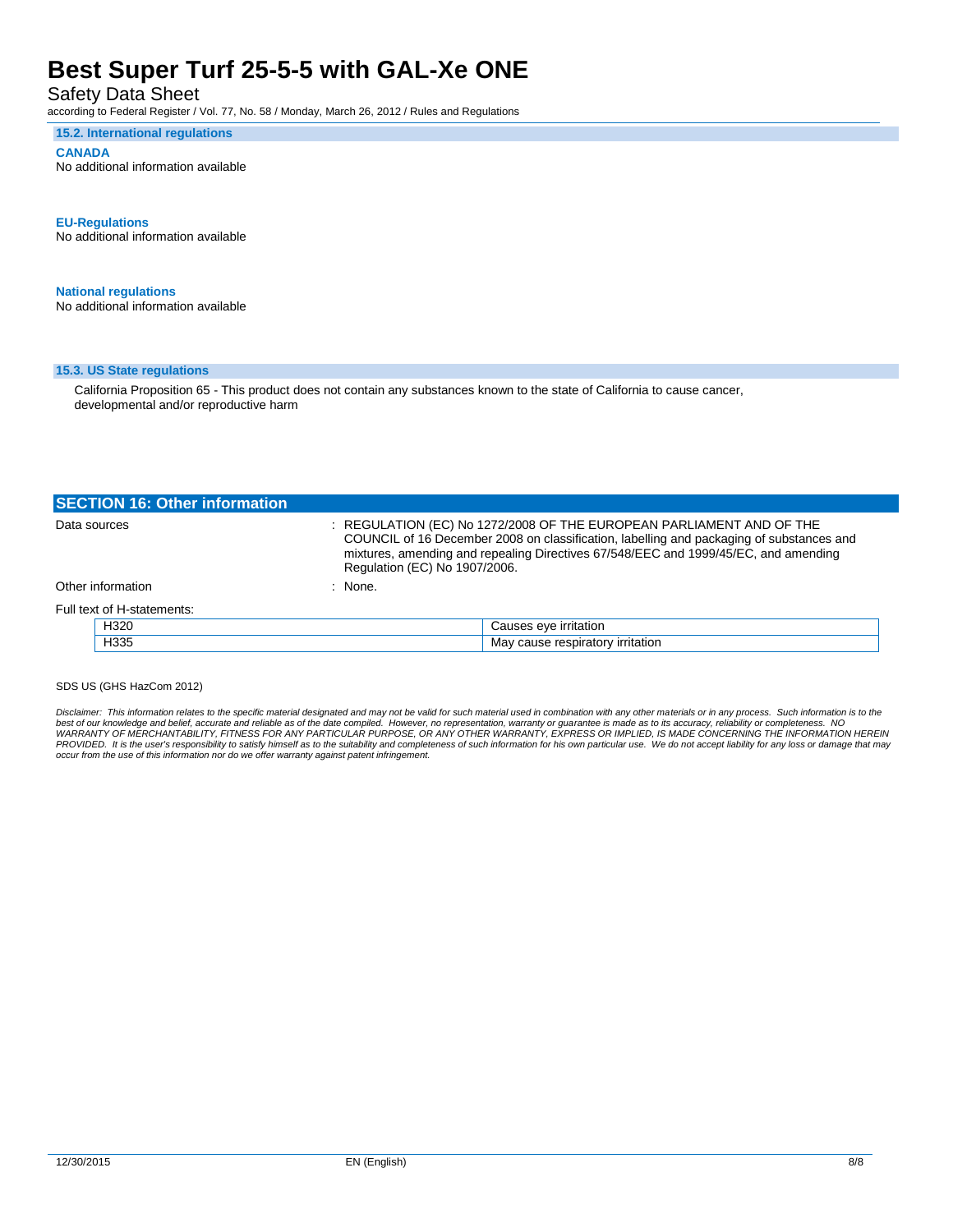### 15.2. International regulations

**CANADA**

No additional information available

**EU-Regulations**

No additional information available

**National regulations**

No additional information available

### 15.3. US State regulations

California Proposition 65 - This product does not contain any substances known to the state of California to cause cancer, developmental and/or reproductive harm

## SECTION 16: Other information

Data sources : REGULATION (EC) No 1272/2008 OF THE EUROPEAN PARLIAMENT AND OF THE COUNCIL of 16 December 2008 on classification, labelling and packaging of substances and mixtures, amending and repealing Directives 67/548/EEC and 1999/45/EC, and amending Regulation (EC) No 1907/2006.

Other information : None.

Full text of H-statements:

| | |
|---|---|
| H320 | Causes eye irritation |
| H335 | May cause respiratory irritation |

SDS US (GHS HazCom 2012)

*Disclaimer: This information relates to the specific material designated and may not be valid for such material used in combination with any other materials or in any process. Such information is to the best of our knowledge and belief, accurate and reliable as of the date compiled. However, no representation, warranty or guarantee is made as to its accuracy, reliability or completeness. NO WARRANTY OF MERCHANTABILITY, FITNESS FOR ANY PARTICULAR PURPOSE, OR ANY OTHER WARRANTY, EXPRESS OR IMPLIED, IS MADE CONCERNING THE INFORMATION HEREIN PROVIDED. It is the user's responsibility to satisfy himself as to the suitability and completeness of such information for his own particular use. We do not accept liability for any loss or damage that may occur from the use of this information nor do we offer warranty against patent infringement.*